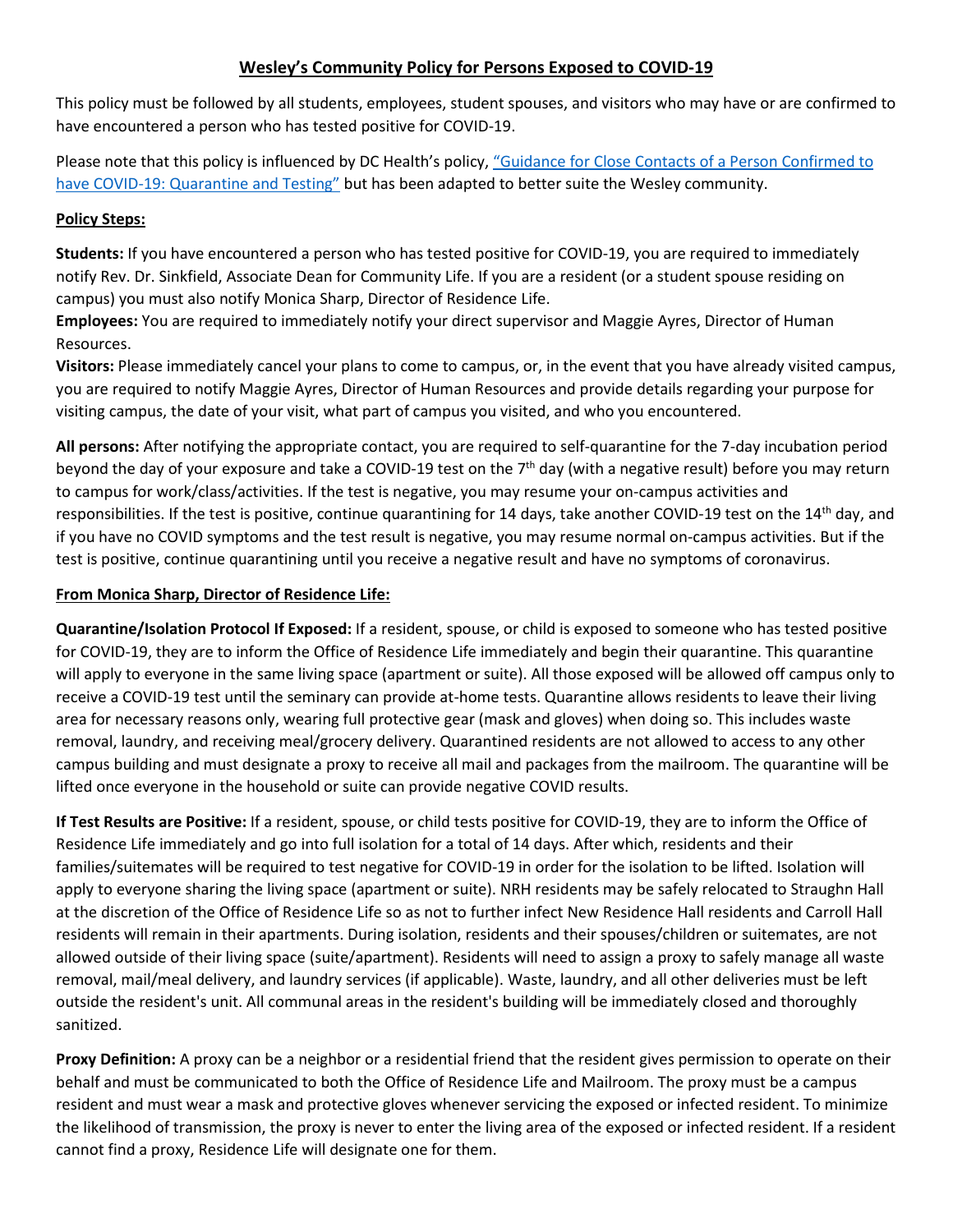# Wesley's Community Policy for Persons Exposed to COVID-19

This policy must be followed by all students, employees, student spouses, and visitors who may have or are confirmed to have encountered a person who has tested positive for COVID-19.

Please note that this policy is influenced by DC Health's policy, "Guidance for Close Contacts of a Person Confirmed to have COVID-19: Quarantine and Testing" but has been adapted to better suite the Wesley community.

## Policy Steps:

**Students:** If you have encountered a person who has tested positive for COVID-19, you are required to immediately notify Rev. Dr. Sinkfield, Associate Dean for Community Life. If you are a resident (or a student spouse residing on campus) you must also notify Monica Sharp, Director of Residence Life.

**Employees:** You are required to immediately notify your direct supervisor and Maggie Ayres, Director of Human Resources.

**Visitors:** Please immediately cancel your plans to come to campus, or, in the event that you have already visited campus, you are required to notify Maggie Ayres, Director of Human Resources and provide details regarding your purpose for visiting campus, the date of your visit, what part of campus you visited, and who you encountered.

**All persons:** After notifying the appropriate contact, you are required to self-quarantine for the 7-day incubation period beyond the day of your exposure and take a COVID-19 test on the 7th day (with a negative result) before you may return to campus for work/class/activities. If the test is negative, you may resume your on-campus activities and responsibilities. If the test is positive, continue quarantining for 14 days, take another COVID-19 test on the 14th day, and if you have no COVID symptoms and the test result is negative, you may resume normal on-campus activities. But if the test is positive, continue quarantining until you receive a negative result and have no symptoms of coronavirus.

## From Monica Sharp, Director of Residence Life:

**Quarantine/Isolation Protocol If Exposed:** If a resident, spouse, or child is exposed to someone who has tested positive for COVID-19, they are to inform the Office of Residence Life immediately and begin their quarantine. This quarantine will apply to everyone in the same living space (apartment or suite). All those exposed will be allowed off campus only to receive a COVID-19 test until the seminary can provide at-home tests. Quarantine allows residents to leave their living area for necessary reasons only, wearing full protective gear (mask and gloves) when doing so. This includes waste removal, laundry, and receiving meal/grocery delivery. Quarantined residents are not allowed to access to any other campus building and must designate a proxy to receive all mail and packages from the mailroom. The quarantine will be lifted once everyone in the household or suite can provide negative COVID results.

**If Test Results are Positive:** If a resident, spouse, or child tests positive for COVID-19, they are to inform the Office of Residence Life immediately and go into full isolation for a total of 14 days. After which, residents and their families/suitemates will be required to test negative for COVID-19 in order for the isolation to be lifted. Isolation will apply to everyone sharing the living space (apartment or suite). NRH residents may be safely relocated to Straughn Hall at the discretion of the Office of Residence Life so as not to further infect New Residence Hall residents and Carroll Hall residents will remain in their apartments. During isolation, residents and their spouses/children or suitemates, are not allowed outside of their living space (suite/apartment). Residents will need to assign a proxy to safely manage all waste removal, mail/meal delivery, and laundry services (if applicable). Waste, laundry, and all other deliveries must be left outside the resident's unit. All communal areas in the resident's building will be immediately closed and thoroughly sanitized.

**Proxy Definition:** A proxy can be a neighbor or a residential friend that the resident gives permission to operate on their behalf and must be communicated to both the Office of Residence Life and Mailroom. The proxy must be a campus resident and must wear a mask and protective gloves whenever servicing the exposed or infected resident. To minimize the likelihood of transmission, the proxy is never to enter the living area of the exposed or infected resident. If a resident cannot find a proxy, Residence Life will designate one for them.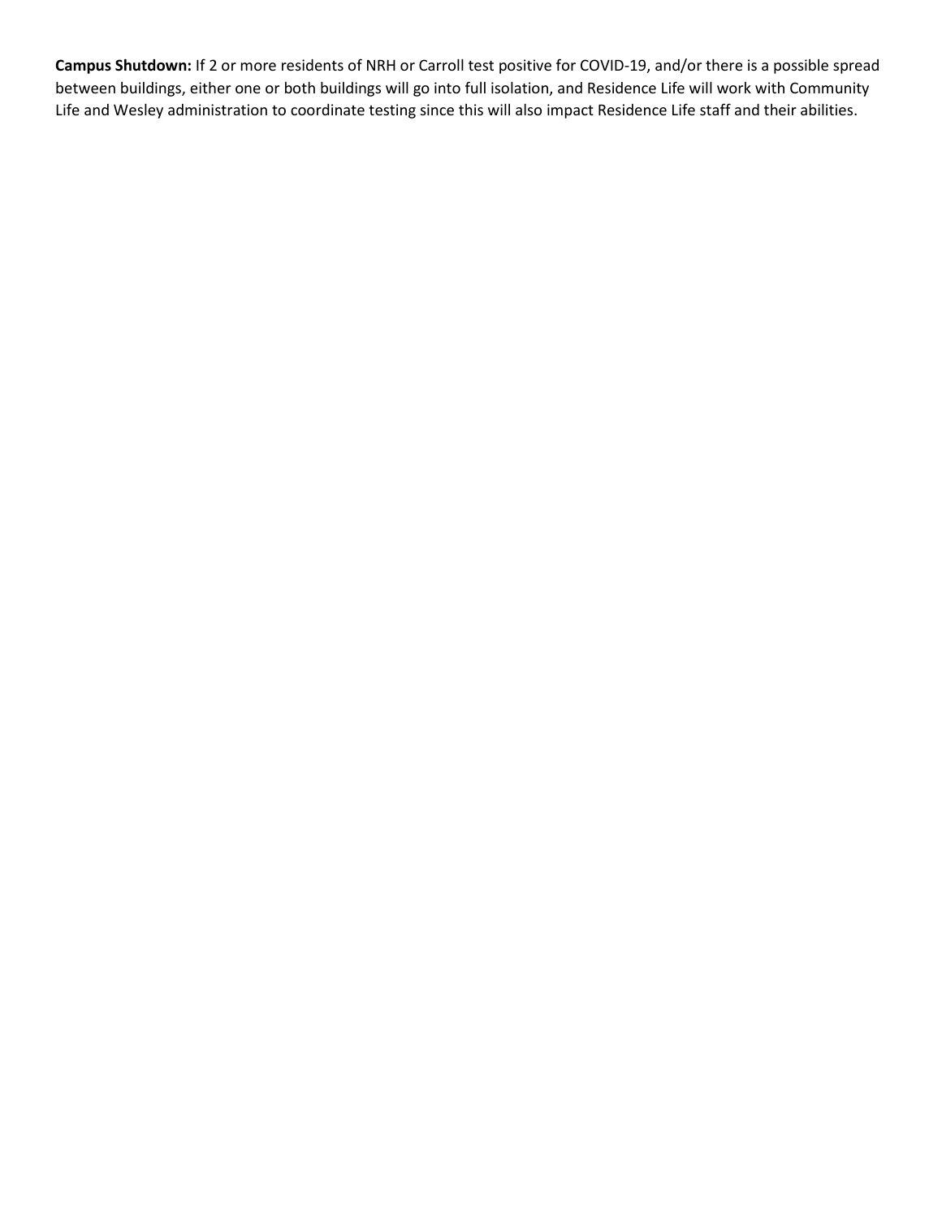**Campus Shutdown:** If 2 or more residents of NRH or Carroll test positive for COVID-19, and/or there is a possible spread between buildings, either one or both buildings will go into full isolation, and Residence Life will work with Community Life and Wesley administration to coordinate testing since this will also impact Residence Life staff and their abilities.